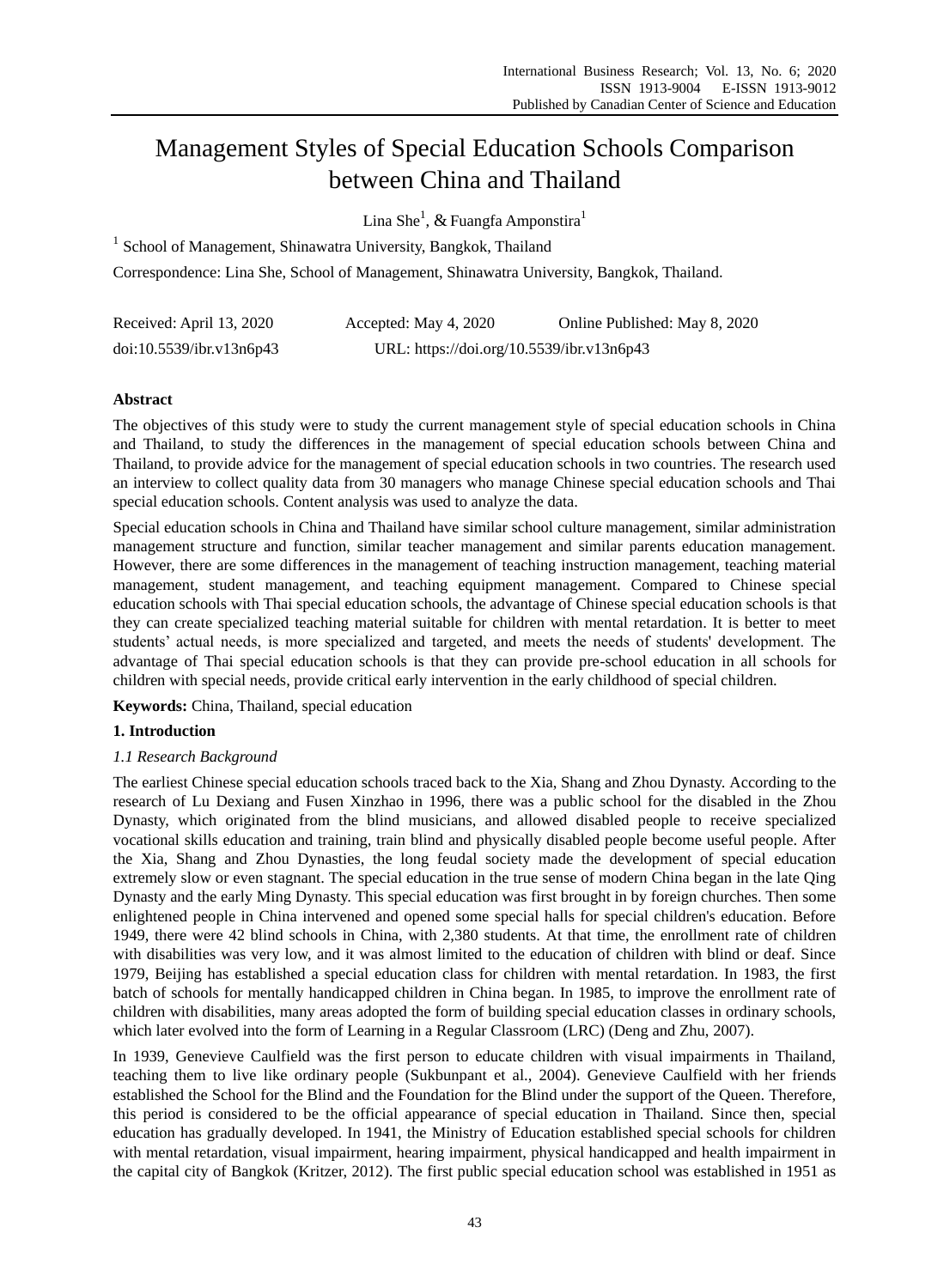# Management Styles of Special Education Schools Comparison between China and Thailand

Lina She[1], & Fuangfa Amponstira[1]

[1] School of Management, Shinawatra University, Bangkok, Thailand

Correspondence: Lina She, School of Management, Shinawatra University, Bangkok, Thailand.

Received: April 13, 2020 Accepted: May 4, 2020 Online Published: May 8, 2020

doi:10.5539/ibr.v13n6p43 URL: https://doi.org/10.5539/ibr.v13n6p43

## Abstract

The objectives of this study were to study the current management style of special education schools in China and Thailand, to study the differences in the management of special education schools between China and Thailand, to provide advice for the management of special education schools in two countries. The research used an interview to collect quality data from 30 managers who manage Chinese special education schools and Thai special education schools. Content analysis was used to analyze the data.

Special education schools in China and Thailand have similar school culture management, similar administration management structure and function, similar teacher management and similar parents education management. However, there are some differences in the management of teaching instruction management, teaching material management, student management, and teaching equipment management. Compared to Chinese special education schools with Thai special education schools, the advantage of Chinese special education schools is that they can create specialized teaching material suitable for children with mental retardation. It is better to meet students' actual needs, is more specialized and targeted, and meets the needs of students' development. The advantage of Thai special education schools is that they can provide pre-school education in all schools for children with special needs, provide critical early intervention in the early childhood of special children.

**Keywords:** China, Thailand, special education

## 1. Introduction

### *1.1 Research Background*

The earliest Chinese special education schools traced back to the Xia, Shang and Zhou Dynasty. According to the research of Lu Dexiang and Fusen Xinzhao in 1996, there was a public school for the disabled in the Zhou Dynasty, which originated from the blind musicians, and allowed disabled people to receive specialized vocational skills education and training, train blind and physically disabled people become useful people. After the Xia, Shang and Zhou Dynasties, the long feudal society made the development of special education extremely slow or even stagnant. The special education in the true sense of modern China began in the late Qing Dynasty and the early Ming Dynasty. This special education was first brought in by foreign churches. Then some enlightened people in China intervened and opened some special halls for special children's education. Before 1949, there were 42 blind schools in China, with 2,380 students. At that time, the enrollment rate of children with disabilities was very low, and it was almost limited to the education of children with blind or deaf. Since 1979, Beijing has established a special education class for children with mental retardation. In 1983, the first batch of schools for mentally handicapped children in China began. In 1985, to improve the enrollment rate of children with disabilities, many areas adopted the form of building special education classes in ordinary schools, which later evolved into the form of Learning in a Regular Classroom (LRC) (Deng and Zhu, 2007).

In 1939, Genevieve Caulfield was the first person to educate children with visual impairments in Thailand, teaching them to live like ordinary people (Sukbunpant et al., 2004). Genevieve Caulfield with her friends established the School for the Blind and the Foundation for the Blind under the support of the Queen. Therefore, this period is considered to be the official appearance of special education in Thailand. Since then, special education has gradually developed. In 1941, the Ministry of Education established special schools for children with mental retardation, visual impairment, hearing impairment, physical handicapped and health impairment in the capital city of Bangkok (Kritzer, 2012). The first public special education school was established in 1951 as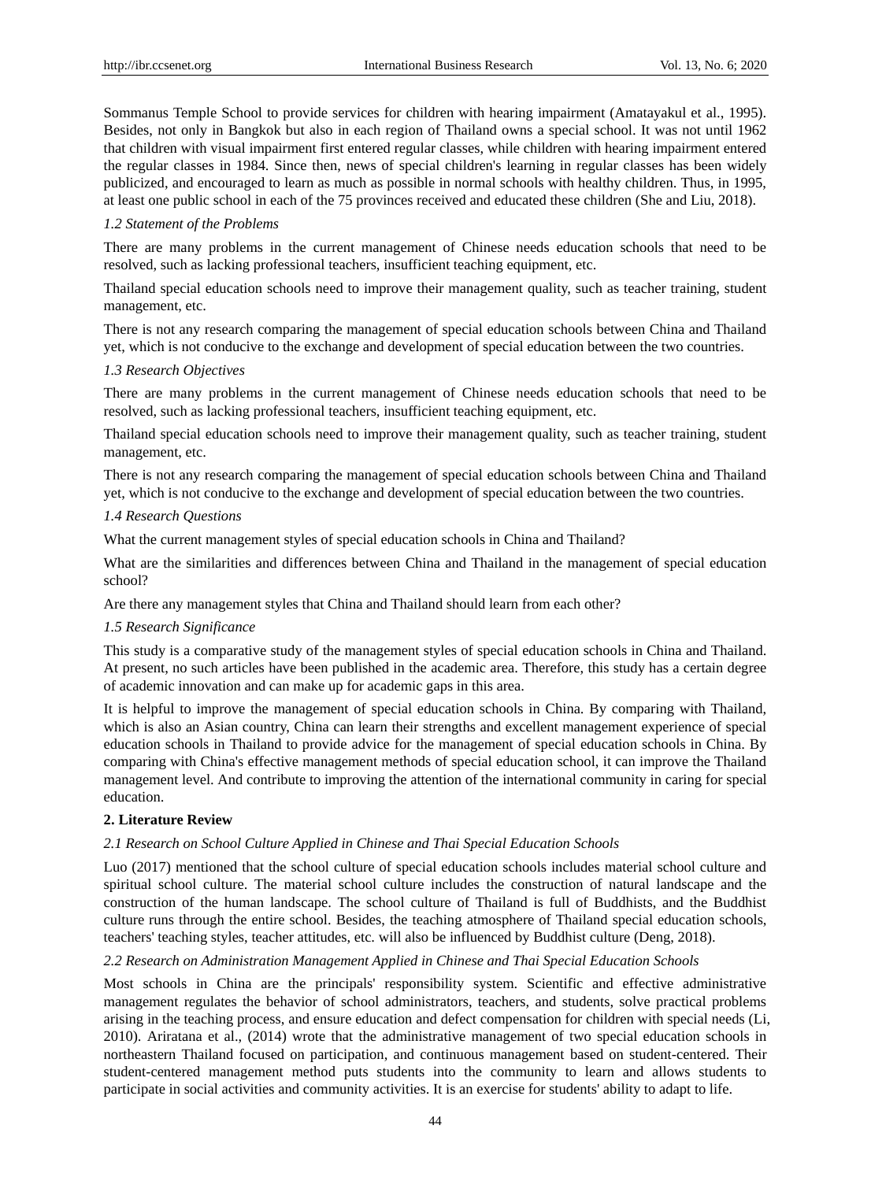Sommanus Temple School to provide services for children with hearing impairment (Amatayakul et al., 1995). Besides, not only in Bangkok but also in each region of Thailand owns a special school. It was not until 1962 that children with visual impairment first entered regular classes, while children with hearing impairment entered the regular classes in 1984. Since then, news of special children's learning in regular classes has been widely publicized, and encouraged to learn as much as possible in normal schools with healthy children. Thus, in 1995, at least one public school in each of the 75 provinces received and educated these children (She and Liu, 2018).

### *1.2 Statement of the Problems*

There are many problems in the current management of Chinese needs education schools that need to be resolved, such as lacking professional teachers, insufficient teaching equipment, etc.

Thailand special education schools need to improve their management quality, such as teacher training, student management, etc.

There is not any research comparing the management of special education schools between China and Thailand yet, which is not conducive to the exchange and development of special education between the two countries.

### *1.3 Research Objectives*

There are many problems in the current management of Chinese needs education schools that need to be resolved, such as lacking professional teachers, insufficient teaching equipment, etc.

Thailand special education schools need to improve their management quality, such as teacher training, student management, etc.

There is not any research comparing the management of special education schools between China and Thailand yet, which is not conducive to the exchange and development of special education between the two countries.

### *1.4 Research Questions*

What the current management styles of special education schools in China and Thailand?

What are the similarities and differences between China and Thailand in the management of special education school?

Are there any management styles that China and Thailand should learn from each other?

### *1.5 Research Significance*

This study is a comparative study of the management styles of special education schools in China and Thailand. At present, no such articles have been published in the academic area. Therefore, this study has a certain degree of academic innovation and can make up for academic gaps in this area.

It is helpful to improve the management of special education schools in China. By comparing with Thailand, which is also an Asian country, China can learn their strengths and excellent management experience of special education schools in Thailand to provide advice for the management of special education schools in China. By comparing with China's effective management methods of special education school, it can improve the Thailand management level. And contribute to improving the attention of the international community in caring for special education.

## **2. Literature Review**

### *2.1 Research on School Culture Applied in Chinese and Thai Special Education Schools*

Luo (2017) mentioned that the school culture of special education schools includes material school culture and spiritual school culture. The material school culture includes the construction of natural landscape and the construction of the human landscape. The school culture of Thailand is full of Buddhists, and the Buddhist culture runs through the entire school. Besides, the teaching atmosphere of Thailand special education schools, teachers' teaching styles, teacher attitudes, etc. will also be influenced by Buddhist culture (Deng, 2018).

### *2.2 Research on Administration Management Applied in Chinese and Thai Special Education Schools*

Most schools in China are the principals' responsibility system. Scientific and effective administrative management regulates the behavior of school administrators, teachers, and students, solve practical problems arising in the teaching process, and ensure education and defect compensation for children with special needs (Li, 2010). Ariratana et al., (2014) wrote that the administrative management of two special education schools in northeastern Thailand focused on participation, and continuous management based on student-centered. Their student-centered management method puts students into the community to learn and allows students to participate in social activities and community activities. It is an exercise for students' ability to adapt to life.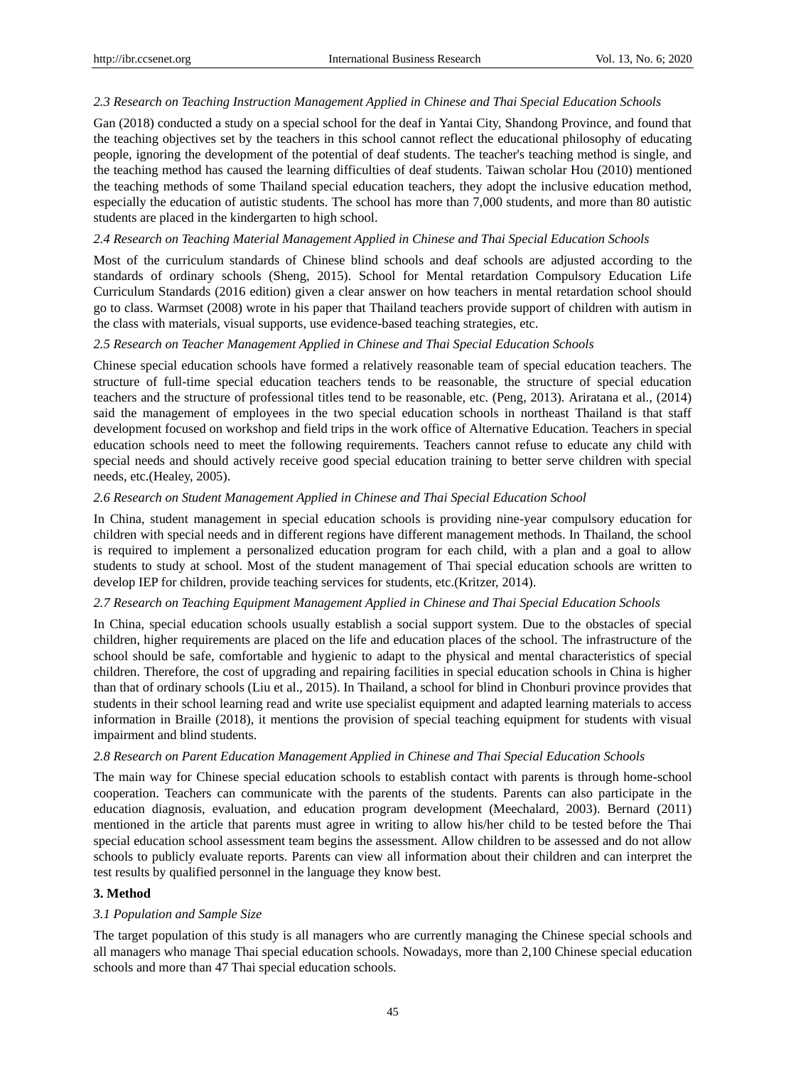### *2.3 Research on Teaching Instruction Management Applied in Chinese and Thai Special Education Schools*

Gan (2018) conducted a study on a special school for the deaf in Yantai City, Shandong Province, and found that the teaching objectives set by the teachers in this school cannot reflect the educational philosophy of educating people, ignoring the development of the potential of deaf students. The teacher's teaching method is single, and the teaching method has caused the learning difficulties of deaf students. Taiwan scholar Hou (2010) mentioned the teaching methods of some Thailand special education teachers, they adopt the inclusive education method, especially the education of autistic students. The school has more than 7,000 students, and more than 80 autistic students are placed in the kindergarten to high school.

### *2.4 Research on Teaching Material Management Applied in Chinese and Thai Special Education Schools*

Most of the curriculum standards of Chinese blind schools and deaf schools are adjusted according to the standards of ordinary schools (Sheng, 2015). School for Mental retardation Compulsory Education Life Curriculum Standards (2016 edition) given a clear answer on how teachers in mental retardation school should go to class. Warmset (2008) wrote in his paper that Thailand teachers provide support of children with autism in the class with materials, visual supports, use evidence-based teaching strategies, etc.

### *2.5 Research on Teacher Management Applied in Chinese and Thai Special Education Schools*

Chinese special education schools have formed a relatively reasonable team of special education teachers. The structure of full-time special education teachers tends to be reasonable, the structure of special education teachers and the structure of professional titles tend to be reasonable, etc. (Peng, 2013). Ariratana et al., (2014) said the management of employees in the two special education schools in northeast Thailand is that staff development focused on workshop and field trips in the work office of Alternative Education. Teachers in special education schools need to meet the following requirements. Teachers cannot refuse to educate any child with special needs and should actively receive good special education training to better serve children with special needs, etc.(Healey, 2005).

### *2.6 Research on Student Management Applied in Chinese and Thai Special Education School*

In China, student management in special education schools is providing nine-year compulsory education for children with special needs and in different regions have different management methods. In Thailand, the school is required to implement a personalized education program for each child, with a plan and a goal to allow students to study at school. Most of the student management of Thai special education schools are written to develop IEP for children, provide teaching services for students, etc.(Kritzer, 2014).

### *2.7 Research on Teaching Equipment Management Applied in Chinese and Thai Special Education Schools*

In China, special education schools usually establish a social support system. Due to the obstacles of special children, higher requirements are placed on the life and education places of the school. The infrastructure of the school should be safe, comfortable and hygienic to adapt to the physical and mental characteristics of special children. Therefore, the cost of upgrading and repairing facilities in special education schools in China is higher than that of ordinary schools (Liu et al., 2015). In Thailand, a school for blind in Chonburi province provides that students in their school learning read and write use specialist equipment and adapted learning materials to access information in Braille (2018), it mentions the provision of special teaching equipment for students with visual impairment and blind students.

### *2.8 Research on Parent Education Management Applied in Chinese and Thai Special Education Schools*

The main way for Chinese special education schools to establish contact with parents is through home-school cooperation. Teachers can communicate with the parents of the students. Parents can also participate in the education diagnosis, evaluation, and education program development (Meechalard, 2003). Bernard (2011) mentioned in the article that parents must agree in writing to allow his/her child to be tested before the Thai special education school assessment team begins the assessment. Allow children to be assessed and do not allow schools to publicly evaluate reports. Parents can view all information about their children and can interpret the test results by qualified personnel in the language they know best.

## **3. Method**

### *3.1 Population and Sample Size*

The target population of this study is all managers who are currently managing the Chinese special schools and all managers who manage Thai special education schools. Nowadays, more than 2,100 Chinese special education schools and more than 47 Thai special education schools.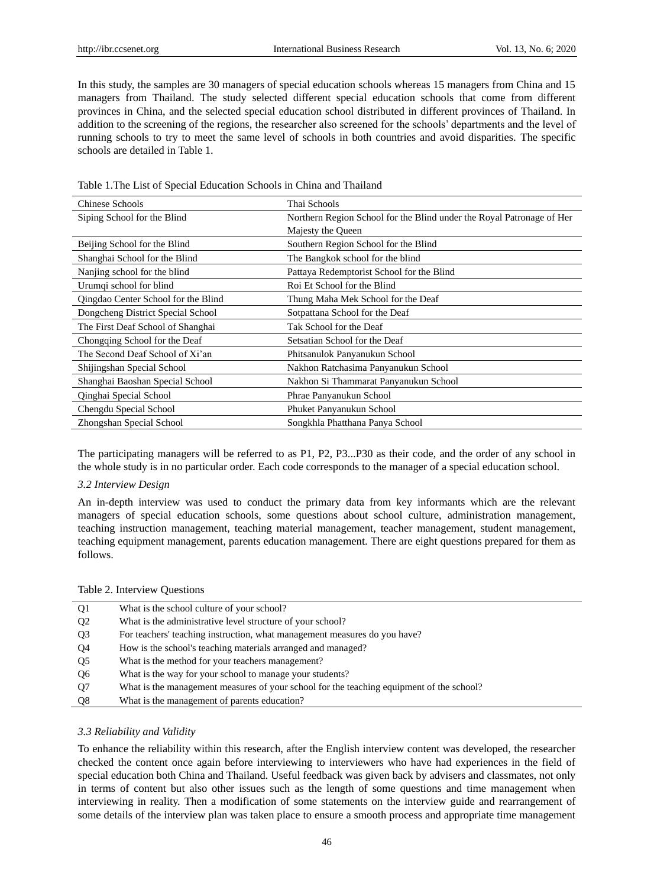In this study, the samples are 30 managers of special education schools whereas 15 managers from China and 15 managers from Thailand. The study selected different special education schools that come from different provinces in China, and the selected special education school distributed in different provinces of Thailand. In addition to the screening of the regions, the researcher also screened for the schools' departments and the level of running schools to try to meet the same level of schools in both countries and avoid disparities. The specific schools are detailed in Table 1.

Table 1.The List of Special Education Schools in China and Thailand

| Chinese Schools | Thai Schools |
|---|---|
| Siping School for the Blind | Northern Region School for the Blind under the Royal Patronage of Her Majesty the Queen |
| Beijing School for the Blind | Southern Region School for the Blind |
| Shanghai School for the Blind | The Bangkok school for the blind |
| Nanjing school for the blind | Pattaya Redemptorist School for the Blind |
| Urumqi school for blind | Roi Et School for the Blind |
| Qingdao Center School for the Blind | Thung Maha Mek School for the Deaf |
| Dongcheng District Special School | Sotpattana School for the Deaf |
| The First Deaf School of Shanghai | Tak School for the Deaf |
| Chongqing School for the Deaf | Setsatian School for the Deaf |
| The Second Deaf School of Xi'an | Phitsanulok Panyanukun School |
| Shijingshan Special School | Nakhon Ratchasima Panyanukun School |
| Shanghai Baoshan Special School | Nakhon Si Thammarat Panyanukun School |
| Qinghai Special School | Phrae Panyanukun School |
| Chengdu Special School | Phuket Panyanukun School |
| Zhongshan Special School | Songkhla Phatthana Panya School |

The participating managers will be referred to as P1, P2, P3...P30 as their code, and the order of any school in the whole study is in no particular order. Each code corresponds to the manager of a special education school.

### *3.2 Interview Design*

An in-depth interview was used to conduct the primary data from key informants which are the relevant managers of special education schools, some questions about school culture, administration management, teaching instruction management, teaching material management, teacher management, student management, teaching equipment management, parents education management. There are eight questions prepared for them as follows.

Table 2. Interview Questions

| | |
|---|---|
| Q1 | What is the school culture of your school? |
| Q2 | What is the administrative level structure of your school? |
| Q3 | For teachers' teaching instruction, what management measures do you have? |
| Q4 | How is the school's teaching materials arranged and managed? |
| Q5 | What is the method for your teachers management? |
| Q6 | What is the way for your school to manage your students? |
| Q7 | What is the management measures of your school for the teaching equipment of the school? |
| Q8 | What is the management of parents education? |

### *3.3 Reliability and Validity*

To enhance the reliability within this research, after the English interview content was developed, the researcher checked the content once again before interviewing to interviewers who have had experiences in the field of special education both China and Thailand. Useful feedback was given back by advisers and classmates, not only in terms of content but also other issues such as the length of some questions and time management when interviewing in reality. Then a modification of some statements on the interview guide and rearrangement of some details of the interview plan was taken place to ensure a smooth process and appropriate time management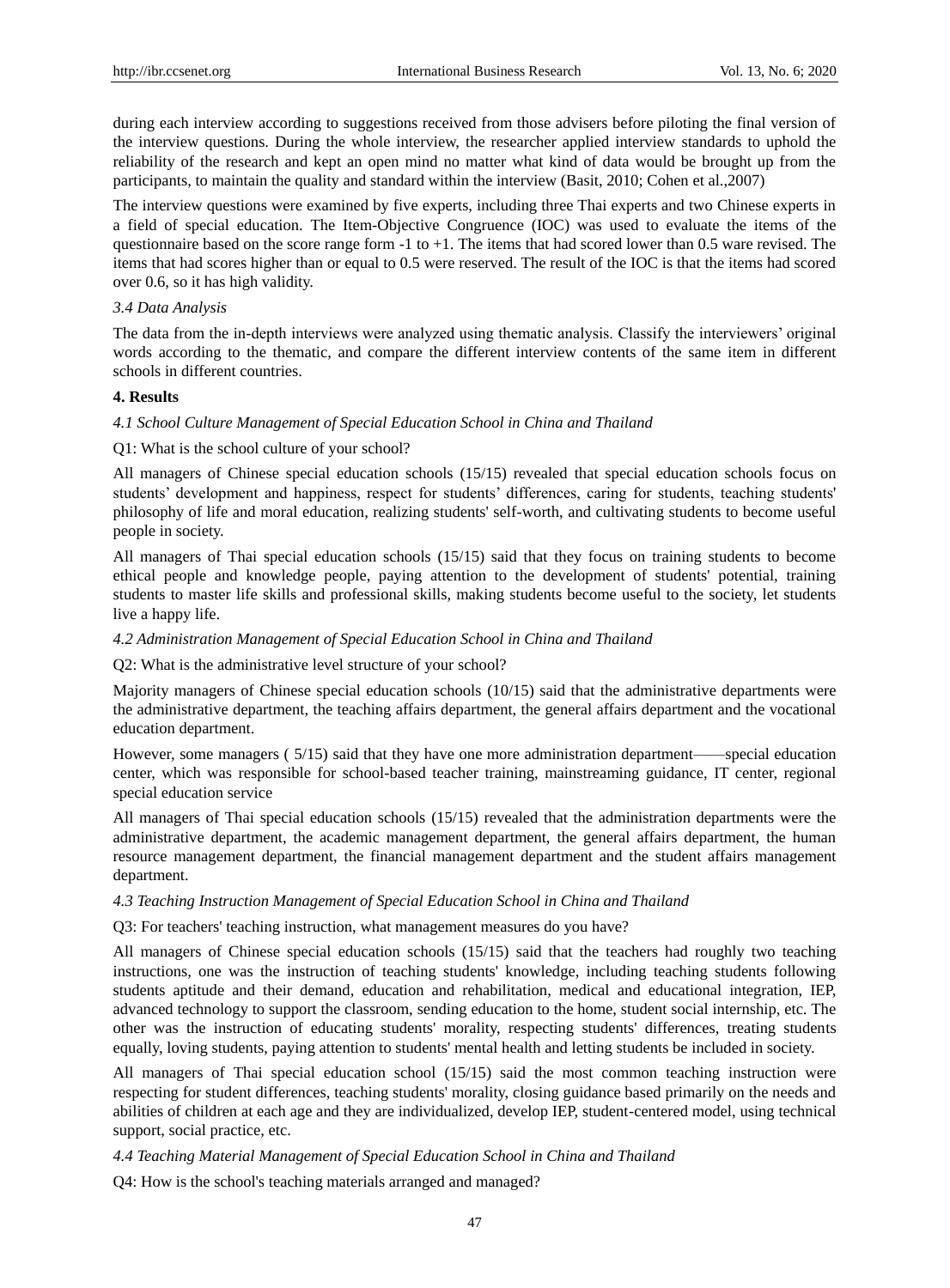during each interview according to suggestions received from those advisers before piloting the final version of the interview questions. During the whole interview, the researcher applied interview standards to uphold the reliability of the research and kept an open mind no matter what kind of data would be brought up from the participants, to maintain the quality and standard within the interview (Basit, 2010; Cohen et al.,2007)

The interview questions were examined by five experts, including three Thai experts and two Chinese experts in a field of special education. The Item-Objective Congruence (IOC) was used to evaluate the items of the questionnaire based on the score range form -1 to +1. The items that had scored lower than 0.5 ware revised. The items that had scores higher than or equal to 0.5 were reserved. The result of the IOC is that the items had scored over 0.6, so it has high validity.

*3.4 Data Analysis*

The data from the in-depth interviews were analyzed using thematic analysis. Classify the interviewers' original words according to the thematic, and compare the different interview contents of the same item in different schools in different countries.

## 4. Results

*4.1 School Culture Management of Special Education School in China and Thailand*

Q1: What is the school culture of your school?

All managers of Chinese special education schools (15/15) revealed that special education schools focus on students' development and happiness, respect for students' differences, caring for students, teaching students' philosophy of life and moral education, realizing students' self-worth, and cultivating students to become useful people in society.

All managers of Thai special education schools (15/15) said that they focus on training students to become ethical people and knowledge people, paying attention to the development of students' potential, training students to master life skills and professional skills, making students become useful to the society, let students live a happy life.

*4.2 Administration Management of Special Education School in China and Thailand*

Q2: What is the administrative level structure of your school?

Majority managers of Chinese special education schools (10/15) said that the administrative departments were the administrative department, the teaching affairs department, the general affairs department and the vocational education department.

However, some managers ( 5/15) said that they have one more administration department——special education center, which was responsible for school-based teacher training, mainstreaming guidance, IT center, regional special education service

All managers of Thai special education schools (15/15) revealed that the administration departments were the administrative department, the academic management department, the general affairs department, the human resource management department, the financial management department and the student affairs management department.

*4.3 Teaching Instruction Management of Special Education School in China and Thailand*

Q3: For teachers' teaching instruction, what management measures do you have?

All managers of Chinese special education schools (15/15) said that the teachers had roughly two teaching instructions, one was the instruction of teaching students' knowledge, including teaching students following students aptitude and their demand, education and rehabilitation, medical and educational integration, IEP, advanced technology to support the classroom, sending education to the home, student social internship, etc. The other was the instruction of educating students' morality, respecting students' differences, treating students equally, loving students, paying attention to students' mental health and letting students be included in society.

All managers of Thai special education school (15/15) said the most common teaching instruction were respecting for student differences, teaching students' morality, closing guidance based primarily on the needs and abilities of children at each age and they are individualized, develop IEP, student-centered model, using technical support, social practice, etc.

*4.4 Teaching Material Management of Special Education School in China and Thailand*

Q4: How is the school's teaching materials arranged and managed?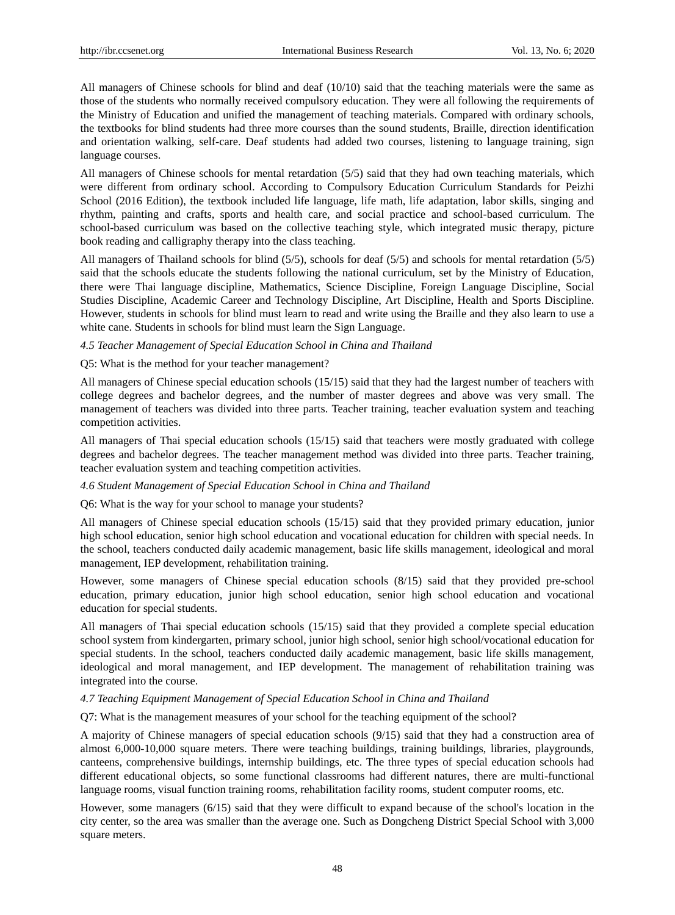All managers of Chinese schools for blind and deaf (10/10) said that the teaching materials were the same as those of the students who normally received compulsory education. They were all following the requirements of the Ministry of Education and unified the management of teaching materials. Compared with ordinary schools, the textbooks for blind students had three more courses than the sound students, Braille, direction identification and orientation walking, self-care. Deaf students had added two courses, listening to language training, sign language courses.

All managers of Chinese schools for mental retardation (5/5) said that they had own teaching materials, which were different from ordinary school. According to Compulsory Education Curriculum Standards for Peizhi School (2016 Edition), the textbook included life language, life math, life adaptation, labor skills, singing and rhythm, painting and crafts, sports and health care, and social practice and school-based curriculum. The school-based curriculum was based on the collective teaching style, which integrated music therapy, picture book reading and calligraphy therapy into the class teaching.

All managers of Thailand schools for blind (5/5), schools for deaf (5/5) and schools for mental retardation (5/5) said that the schools educate the students following the national curriculum, set by the Ministry of Education, there were Thai language discipline, Mathematics, Science Discipline, Foreign Language Discipline, Social Studies Discipline, Academic Career and Technology Discipline, Art Discipline, Health and Sports Discipline. However, students in schools for blind must learn to read and write using the Braille and they also learn to use a white cane. Students in schools for blind must learn the Sign Language.

*4.5 Teacher Management of Special Education School in China and Thailand*

Q5: What is the method for your teacher management?

All managers of Chinese special education schools (15/15) said that they had the largest number of teachers with college degrees and bachelor degrees, and the number of master degrees and above was very small. The management of teachers was divided into three parts. Teacher training, teacher evaluation system and teaching competition activities.

All managers of Thai special education schools (15/15) said that teachers were mostly graduated with college degrees and bachelor degrees. The teacher management method was divided into three parts. Teacher training, teacher evaluation system and teaching competition activities.

*4.6 Student Management of Special Education School in China and Thailand*

Q6: What is the way for your school to manage your students?

All managers of Chinese special education schools (15/15) said that they provided primary education, junior high school education, senior high school education and vocational education for children with special needs. In the school, teachers conducted daily academic management, basic life skills management, ideological and moral management, IEP development, rehabilitation training.

However, some managers of Chinese special education schools (8/15) said that they provided pre-school education, primary education, junior high school education, senior high school education and vocational education for special students.

All managers of Thai special education schools (15/15) said that they provided a complete special education school system from kindergarten, primary school, junior high school, senior high school/vocational education for special students. In the school, teachers conducted daily academic management, basic life skills management, ideological and moral management, and IEP development. The management of rehabilitation training was integrated into the course.

*4.7 Teaching Equipment Management of Special Education School in China and Thailand*

Q7: What is the management measures of your school for the teaching equipment of the school?

A majority of Chinese managers of special education schools (9/15) said that they had a construction area of almost 6,000-10,000 square meters. There were teaching buildings, training buildings, libraries, playgrounds, canteens, comprehensive buildings, internship buildings, etc. The three types of special education schools had different educational objects, so some functional classrooms had different natures, there are multi-functional language rooms, visual function training rooms, rehabilitation facility rooms, student computer rooms, etc.

However, some managers (6/15) said that they were difficult to expand because of the school's location in the city center, so the area was smaller than the average one. Such as Dongcheng District Special School with 3,000 square meters.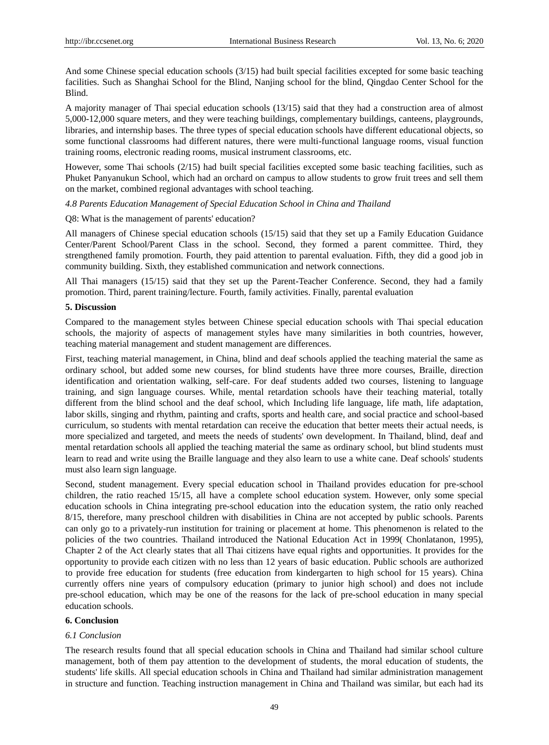And some Chinese special education schools (3/15) had built special facilities excepted for some basic teaching facilities. Such as Shanghai School for the Blind, Nanjing school for the blind, Qingdao Center School for the Blind.

A majority manager of Thai special education schools (13/15) said that they had a construction area of almost 5,000-12,000 square meters, and they were teaching buildings, complementary buildings, canteens, playgrounds, libraries, and internship bases. The three types of special education schools have different educational objects, so some functional classrooms had different natures, there were multi-functional language rooms, visual function training rooms, electronic reading rooms, musical instrument classrooms, etc.

However, some Thai schools (2/15) had built special facilities excepted some basic teaching facilities, such as Phuket Panyanukun School, which had an orchard on campus to allow students to grow fruit trees and sell them on the market, combined regional advantages with school teaching.

### *4.8 Parents Education Management of Special Education School in China and Thailand*

Q8: What is the management of parents' education?

All managers of Chinese special education schools (15/15) said that they set up a Family Education Guidance Center/Parent School/Parent Class in the school. Second, they formed a parent committee. Third, they strengthened family promotion. Fourth, they paid attention to parental evaluation. Fifth, they did a good job in community building. Sixth, they established communication and network connections.

All Thai managers (15/15) said that they set up the Parent-Teacher Conference. Second, they had a family promotion. Third, parent training/lecture. Fourth, family activities. Finally, parental evaluation

## 5. Discussion

Compared to the management styles between Chinese special education schools with Thai special education schools, the majority of aspects of management styles have many similarities in both countries, however, teaching material management and student management are differences.

First, teaching material management, in China, blind and deaf schools applied the teaching material the same as ordinary school, but added some new courses, for blind students have three more courses, Braille, direction identification and orientation walking, self-care. For deaf students added two courses, listening to language training, and sign language courses. While, mental retardation schools have their teaching material, totally different from the blind school and the deaf school, which Including life language, life math, life adaptation, labor skills, singing and rhythm, painting and crafts, sports and health care, and social practice and school-based curriculum, so students with mental retardation can receive the education that better meets their actual needs, is more specialized and targeted, and meets the needs of students' own development. In Thailand, blind, deaf and mental retardation schools all applied the teaching material the same as ordinary school, but blind students must learn to read and write using the Braille language and they also learn to use a white cane. Deaf schools' students must also learn sign language.

Second, student management. Every special education school in Thailand provides education for pre-school children, the ratio reached 15/15, all have a complete school education system. However, only some special education schools in China integrating pre-school education into the education system, the ratio only reached 8/15, therefore, many preschool children with disabilities in China are not accepted by public schools. Parents can only go to a privately-run institution for training or placement at home. This phenomenon is related to the policies of the two countries. Thailand introduced the National Education Act in 1999( Chonlatanon, 1995), Chapter 2 of the Act clearly states that all Thai citizens have equal rights and opportunities. It provides for the opportunity to provide each citizen with no less than 12 years of basic education. Public schools are authorized to provide free education for students (free education from kindergarten to high school for 15 years). China currently offers nine years of compulsory education (primary to junior high school) and does not include pre-school education, which may be one of the reasons for the lack of pre-school education in many special education schools.

## 6. Conclusion

### *6.1 Conclusion*

The research results found that all special education schools in China and Thailand had similar school culture management, both of them pay attention to the development of students, the moral education of students, the students' life skills. All special education schools in China and Thailand had similar administration management in structure and function. Teaching instruction management in China and Thailand was similar, but each had its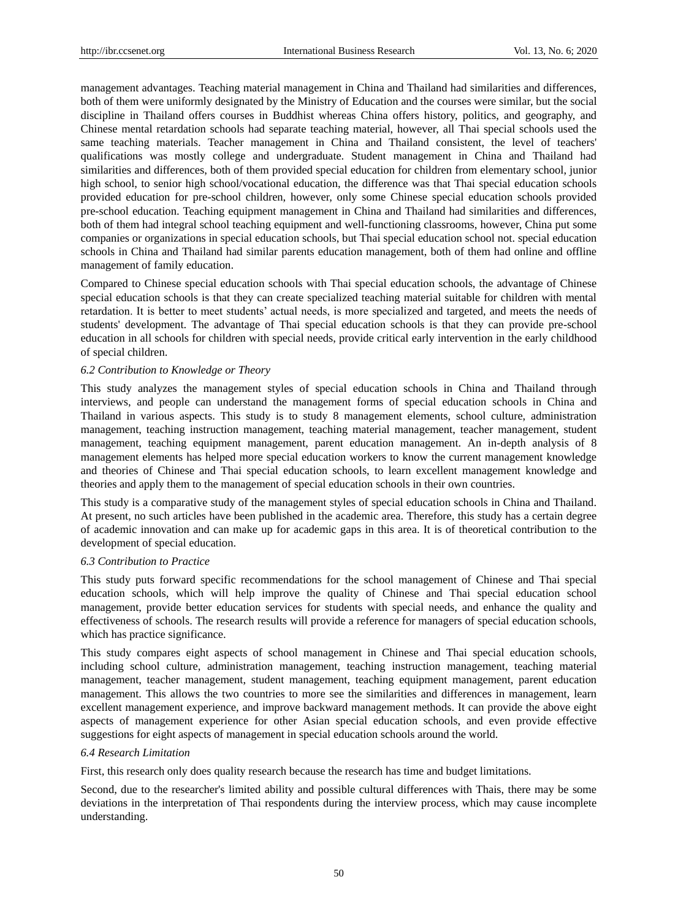management advantages. Teaching material management in China and Thailand had similarities and differences, both of them were uniformly designated by the Ministry of Education and the courses were similar, but the social discipline in Thailand offers courses in Buddhist whereas China offers history, politics, and geography, and Chinese mental retardation schools had separate teaching material, however, all Thai special schools used the same teaching materials. Teacher management in China and Thailand consistent, the level of teachers' qualifications was mostly college and undergraduate. Student management in China and Thailand had similarities and differences, both of them provided special education for children from elementary school, junior high school, to senior high school/vocational education, the difference was that Thai special education schools provided education for pre-school children, however, only some Chinese special education schools provided pre-school education. Teaching equipment management in China and Thailand had similarities and differences, both of them had integral school teaching equipment and well-functioning classrooms, however, China put some companies or organizations in special education schools, but Thai special education school not. special education schools in China and Thailand had similar parents education management, both of them had online and offline management of family education.

Compared to Chinese special education schools with Thai special education schools, the advantage of Chinese special education schools is that they can create specialized teaching material suitable for children with mental retardation. It is better to meet students' actual needs, is more specialized and targeted, and meets the needs of students' development. The advantage of Thai special education schools is that they can provide pre-school education in all schools for children with special needs, provide critical early intervention in the early childhood of special children.

### *6.2 Contribution to Knowledge or Theory*

This study analyzes the management styles of special education schools in China and Thailand through interviews, and people can understand the management forms of special education schools in China and Thailand in various aspects. This study is to study 8 management elements, school culture, administration management, teaching instruction management, teaching material management, teacher management, student management, teaching equipment management, parent education management. An in-depth analysis of 8 management elements has helped more special education workers to know the current management knowledge and theories of Chinese and Thai special education schools, to learn excellent management knowledge and theories and apply them to the management of special education schools in their own countries.

This study is a comparative study of the management styles of special education schools in China and Thailand. At present, no such articles have been published in the academic area. Therefore, this study has a certain degree of academic innovation and can make up for academic gaps in this area. It is of theoretical contribution to the development of special education.

### *6.3 Contribution to Practice*

This study puts forward specific recommendations for the school management of Chinese and Thai special education schools, which will help improve the quality of Chinese and Thai special education school management, provide better education services for students with special needs, and enhance the quality and effectiveness of schools. The research results will provide a reference for managers of special education schools, which has practice significance.

This study compares eight aspects of school management in Chinese and Thai special education schools, including school culture, administration management, teaching instruction management, teaching material management, teacher management, student management, teaching equipment management, parent education management. This allows the two countries to more see the similarities and differences in management, learn excellent management experience, and improve backward management methods. It can provide the above eight aspects of management experience for other Asian special education schools, and even provide effective suggestions for eight aspects of management in special education schools around the world.

### *6.4 Research Limitation*

First, this research only does quality research because the research has time and budget limitations.

Second, due to the researcher's limited ability and possible cultural differences with Thais, there may be some deviations in the interpretation of Thai respondents during the interview process, which may cause incomplete understanding.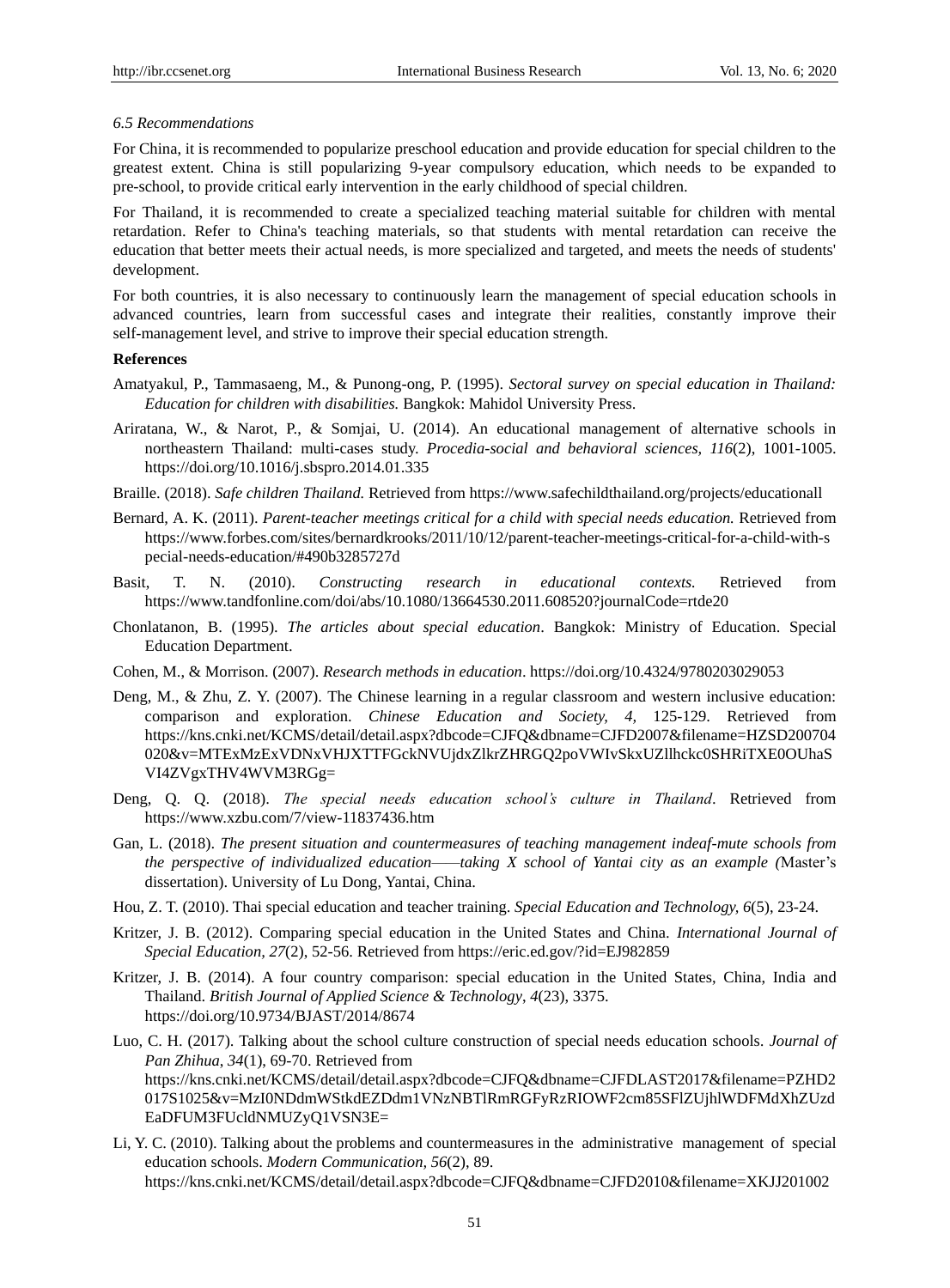### *6.5 Recommendations*

For China, it is recommended to popularize preschool education and provide education for special children to the greatest extent. China is still popularizing 9-year compulsory education, which needs to be expanded to pre-school, to provide critical early intervention in the early childhood of special children.

For Thailand, it is recommended to create a specialized teaching material suitable for children with mental retardation. Refer to China's teaching materials, so that students with mental retardation can receive the education that better meets their actual needs, is more specialized and targeted, and meets the needs of students' development.

For both countries, it is also necessary to continuously learn the management of special education schools in advanced countries, learn from successful cases and integrate their realities, constantly improve their self-management level, and strive to improve their special education strength.

**References**

Amatyakul, P., Tammasaeng, M., & Punong-ong, P. (1995). *Sectoral survey on special education in Thailand: Education for children with disabilities.* Bangkok: Mahidol University Press.

Ariratana, W., & Narot, P., & Somjai, U. (2014). An educational management of alternative schools in northeastern Thailand: multi-cases study. *Procedia-social and behavioral sciences, 116*(2), 1001-1005. https://doi.org/10.1016/j.sbspro.2014.01.335

Braille. (2018). *Safe children Thailand.* Retrieved from https://www.safechildthailand.org/projects/educationall

Bernard, A. K. (2011). *Parent-teacher meetings critical for a child with special needs education.* Retrieved from https://www.forbes.com/sites/bernardkrooks/2011/10/12/parent-teacher-meetings-critical-for-a-child-with-special-needs-education/#490b3285727d

Basit, T. N. (2010). *Constructing research in educational contexts.* Retrieved from https://www.tandfonline.com/doi/abs/10.1080/13664530.2011.608520?journalCode=rtde20

Chonlatanon, B. (1995). *The articles about special education*. Bangkok: Ministry of Education. Special Education Department.

Cohen, M., & Morrison. (2007). *Research methods in education*. https://doi.org/10.4324/9780203029053

Deng, M., & Zhu, Z. Y. (2007). The Chinese learning in a regular classroom and western inclusive education: comparison and exploration. *Chinese Education and Society, 4,* 125-129. Retrieved from https://kns.cnki.net/KCMS/detail/detail.aspx?dbcode=CJFQ&dbname=CJFD2007&filename=HZSD200704020&v=MTExMzExVDNxVHJXTTFGckNVUjdxZlkrZHRGQ2poVWIvSkxUZllhckc0SHRiTXE0OUhaSVI4ZVgxTHV4WVM3RGg=

Deng, Q. Q. (2018). *The special needs education school's culture in Thailand*. Retrieved from https://www.xzbu.com/7/view-11837436.htm

Gan, L. (2018). *The present situation and countermeasures of teaching management indeaf-mute schools from the perspective of individualized education——taking X school of Yantai city as an example (*Master's dissertation). University of Lu Dong, Yantai, China.

Hou, Z. T. (2010). Thai special education and teacher training. *Special Education and Technology, 6*(5), 23-24.

Kritzer, J. B. (2012). Comparing special education in the United States and China. *International Journal of Special Education, 27*(2), 52-56. Retrieved from https://eric.ed.gov/?id=EJ982859

Kritzer, J. B. (2014). A four country comparison: special education in the United States, China, India and Thailand. *British Journal of Applied Science & Technology*, *4*(23), 3375. https://doi.org/10.9734/BJAST/2014/8674

Luo, C. H. (2017). Talking about the school culture construction of special needs education schools. *Journal of Pan Zhihua*, *34*(1), 69-70. Retrieved from https://kns.cnki.net/KCMS/detail/detail.aspx?dbcode=CJFQ&dbname=CJFDLAST2017&filename=PZHD2017S1025&v=MzI0NDdmWStkdEZDdm1VNzNBTlRmRGFyRzRIOWF2cm85SFlZUjhlWDFMdXhZUzdEaDFUM3FUcldNMUZyQ1VSN3E=

Li, Y. C. (2010). Talking about the problems and countermeasures in the administrative management of special education schools. *Modern Communication, 56*(2), 89. https://kns.cnki.net/KCMS/detail/detail.aspx?dbcode=CJFQ&dbname=CJFD2010&filename=XKJJ201002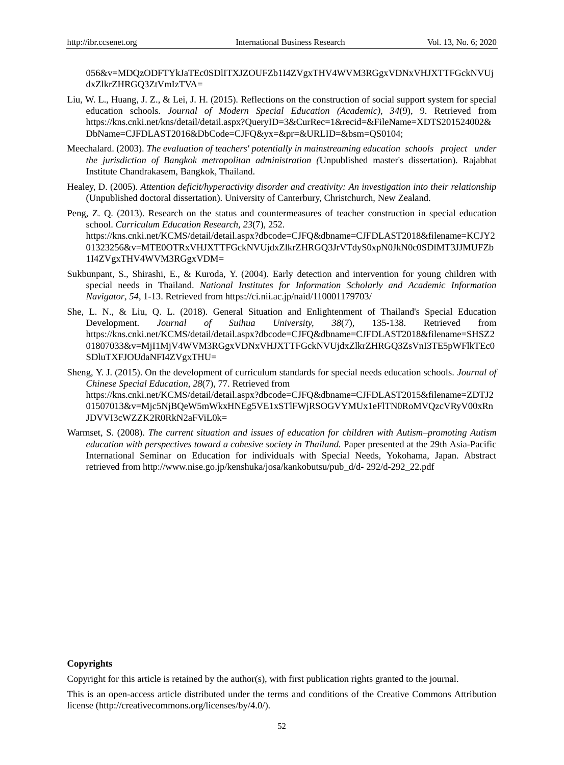056&v=MDQzODFTYkJaTEc0SDlITXJZOUFZb1I4ZVgxTHV4WVM3RGgxVDNxVHJXTTFGckNVUjdxZlkrZHRGQ3ZtVmIzTVA=

Liu, W. L., Huang, J. Z., & Lei, J. H. (2015). Reflections on the construction of social support system for special education schools. *Journal of Modern Special Education (Academic), 34*(9), 9. Retrieved from https://kns.cnki.net/kns/detail/detail.aspx?QueryID=3&CurRec=1&recid=&FileName=XDTS201524002&DbName=CJFDLAST2016&DbCode=CJFQ&yx=&pr=&URLID=&bsm=QS0104;

Meechalard. (2003). *The evaluation of teachers' potentially in mainstreaming education schools project under the jurisdiction of Bangkok metropolitan administration (*Unpublished master's dissertation). Rajabhat Institute Chandrakasem, Bangkok, Thailand.

Healey, D. (2005). *Attention deficit/hyperactivity disorder and creativity: An investigation into their relationship* (Unpublished doctoral dissertation). University of Canterbury, Christchurch, New Zealand.

Peng, Z. Q. (2013). Research on the status and countermeasures of teacher construction in special education school. *Curriculum Education Research, 23*(7), 252. https://kns.cnki.net/KCMS/detail/detail.aspx?dbcode=CJFQ&dbname=CJFDLAST2018&filename=KCJY201323256&v=MTE0OTRxVHJXTTFGckNVUjdxZlkrZHRGQ3JrVTdyS0xpN0JkN0c0SDlMT3JJMUFZb1I4ZVgxTHV4WVM3RGgxVDM=

Sukbunpant, S., Shirashi, E., & Kuroda, Y. (2004). Early detection and intervention for young children with special needs in Thailand. *National Institutes for Information Scholarly and Academic Information Navigator*, *54*, 1-13. Retrieved from https://ci.nii.ac.jp/naid/110001179703/

She, L. N., & Liu, Q. L. (2018). General Situation and Enlightenment of Thailand's Special Education Development. *Journal of Suihua University, 38*(7), 135-138. Retrieved from https://kns.cnki.net/KCMS/detail/detail.aspx?dbcode=CJFQ&dbname=CJFDLAST2018&filename=SHSZ201807033&v=MjI1MjV4WVM3RGgxVDNxVHJXTTFGckNVUjdxZlkrZHRGQ3ZsVnI3TE5pWFlkTEc0SDluTXFJOUdaNFI4ZVgxTHU=

Sheng, Y. J. (2015). On the development of curriculum standards for special needs education schools. *Journal of Chinese Special Education, 28*(7), 77. Retrieved from https://kns.cnki.net/KCMS/detail/detail.aspx?dbcode=CJFQ&dbname=CJFDLAST2015&filename=ZDTJ201507013&v=Mjc5NjBQeW5mWkxHNEg5VE1xSTlFWjRSOGVYMUx1eFlTN0RoMVQzcVRyV00xRnJDVVI3cWZZK2R0RkN2aFViL0k=

Warmset, S. (2008). *The current situation and issues of education for children with Autism–promoting Autism education with perspectives toward a cohesive society in Thailand.* Paper presented at the 29th Asia-Pacific International Seminar on Education for individuals with Special Needs, Yokohama, Japan. Abstract retrieved from http://www.nise.go.jp/kenshuka/josa/kankobutsu/pub_d/d- 292/d-292_22.pdf

**Copyrights**

Copyright for this article is retained by the author(s), with first publication rights granted to the journal.

This is an open-access article distributed under the terms and conditions of the Creative Commons Attribution license (http://creativecommons.org/licenses/by/4.0/).